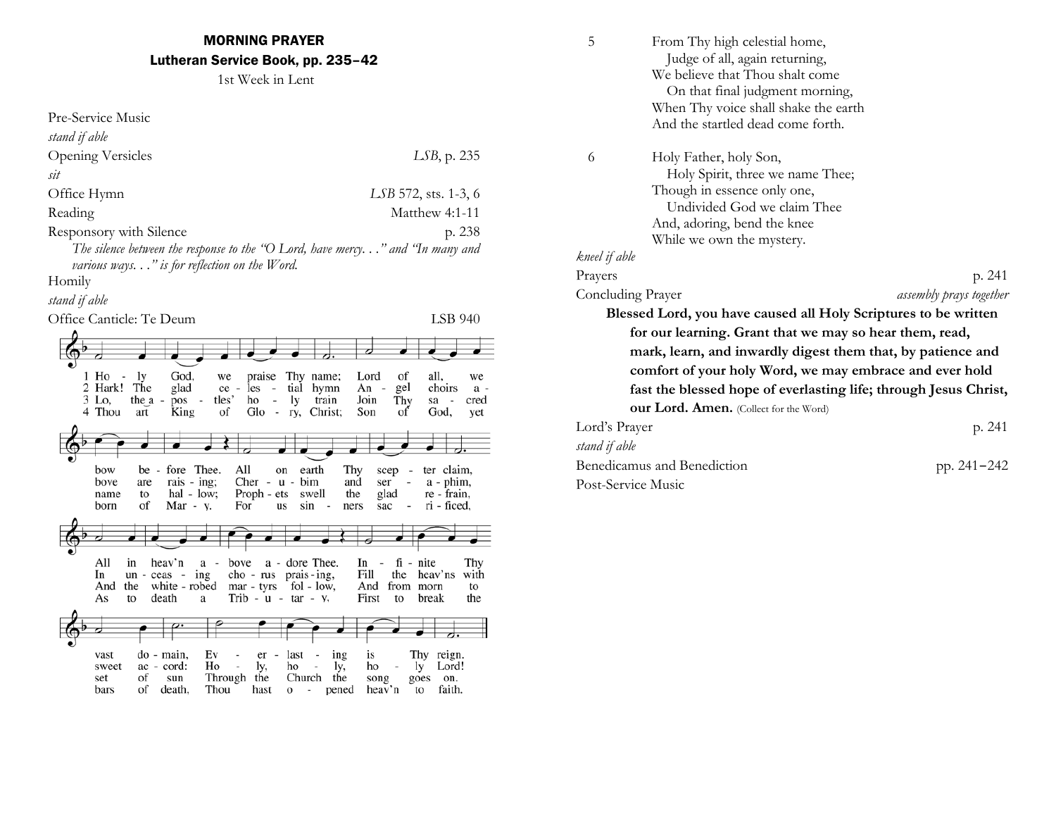## MORNING PRAYER

### Lutheran Service Book, pp. 235–42

1st Week in Lent

Pre-Service Music

*stand if able*

Opening Versicles — *LSB*, p. 235

*sit*

Office Hymn — *LSB* 572, sts. 1-3, 6

Reading — Matthew 4:1-11

Responsory with Silence — p. 238

*The silence between the response to the "O Lord, have mercy. . ." and "In many and various ways. . ." is for reflection on the Word.*

Homily

*stand if able*

Office Canticle: Te Deum — LSB 940

1 Holy God, we praise Thy name;
Lord of all, we bow before Thee.
All on earth Thy scepter claim,
All in heav'n above adore Thee.
Infinite Thy vast domain,
Everlasting is Thy reign.

2 Hark! The glad celestial hymn
Angel choirs above are raising;
Cherubim and seraphim,
In unceasing chorus praising,
Fill the heav'ns with sweet accord:
Holy, holy, holy Lord!

3 Lo, the apostles' holy train
Join Thy sacred name to hallow;
Prophets swell the glad refrain,
And the white-robed martyrs follow,
And from morn to set of sun
Through the Church the song goes on.

4 Thou art King of Glory, Christ;
Son of God, yet born of Mary.
For us sinners sacrificed,
As to death a Tributary,
First to break the bars of death,
Thou hast opened heav'n to faith.

5 From Thy high celestial home,
Judge of all, again returning,
We believe that Thou shalt come
On that final judgment morning,
When Thy voice shall shake the earth
And the startled dead come forth.

6 Holy Father, holy Son,
Holy Spirit, three we name Thee;
Though in essence only one,
Undivided God we claim Thee
And, adoring, bend the knee
While we own the mystery.

*kneel if able*

Prayers — p. 241

Concluding Prayer — *assembly prays together*

**Blessed Lord, you have caused all Holy Scriptures to be written for our learning. Grant that we may so hear them, read, mark, learn, and inwardly digest them that, by patience and comfort of your holy Word, we may embrace and ever hold fast the blessed hope of everlasting life; through Jesus Christ, our Lord. Amen.** (Collect for the Word)

Lord's Prayer — p. 241

*stand if able*

Benedicamus and Benediction — pp. 241–242

Post-Service Music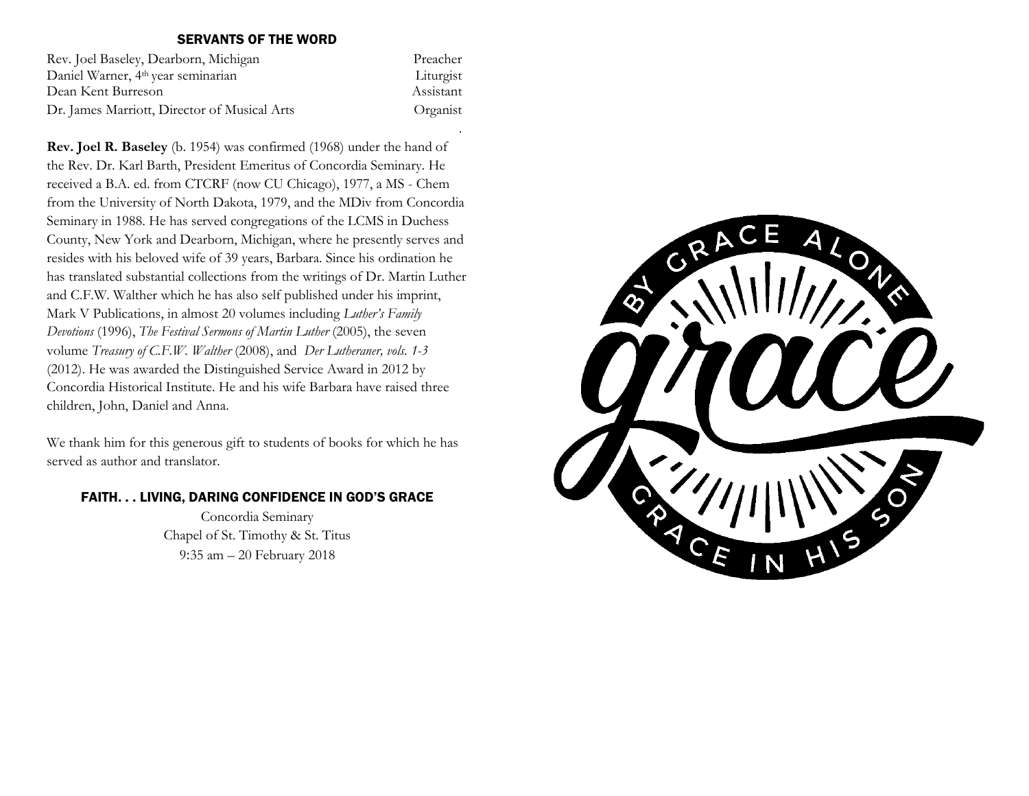## SERVANTS OF THE WORD

| | |
|---|---|
| Rev. Joel Baseley, Dearborn, Michigan | Preacher |
| Daniel Warner, 4th year seminarian | Liturgist |
| Dean Kent Burreson | Assistant |
| Dr. James Marriott, Director of Musical Arts | Organist |

**Rev. Joel R. Baseley** (b. 1954) was confirmed (1968) under the hand of the Rev. Dr. Karl Barth, President Emeritus of Concordia Seminary. He received a B.A. ed. from CTCRF (now CU Chicago), 1977, a MS - Chem from the University of North Dakota, 1979, and the MDiv from Concordia Seminary in 1988. He has served congregations of the LCMS in Duchess County, New York and Dearborn, Michigan, where he presently serves and resides with his beloved wife of 39 years, Barbara. Since his ordination he has translated substantial collections from the writings of Dr. Martin Luther and C.F.W. Walther which he has also self published under his imprint, Mark V Publications, in almost 20 volumes including *Luther's Family Devotions* (1996), *The Festival Sermons of Martin Luther* (2005), the seven volume *Treasury of C.F.W. Walther* (2008), and *Der Lutheraner, vols. 1-3* (2012). He was awarded the Distinguished Service Award in 2012 by Concordia Historical Institute. He and his wife Barbara have raised three children, John, Daniel and Anna.

We thank him for this generous gift to students of books for which he has served as author and translator.

## FAITH. . . LIVING, DARING CONFIDENCE IN GOD'S GRACE

Concordia Seminary
Chapel of St. Timothy & St. Titus
9:35 am – 20 February 2018

BY GRACE ALONE

grace

GRACE IN HIS SON